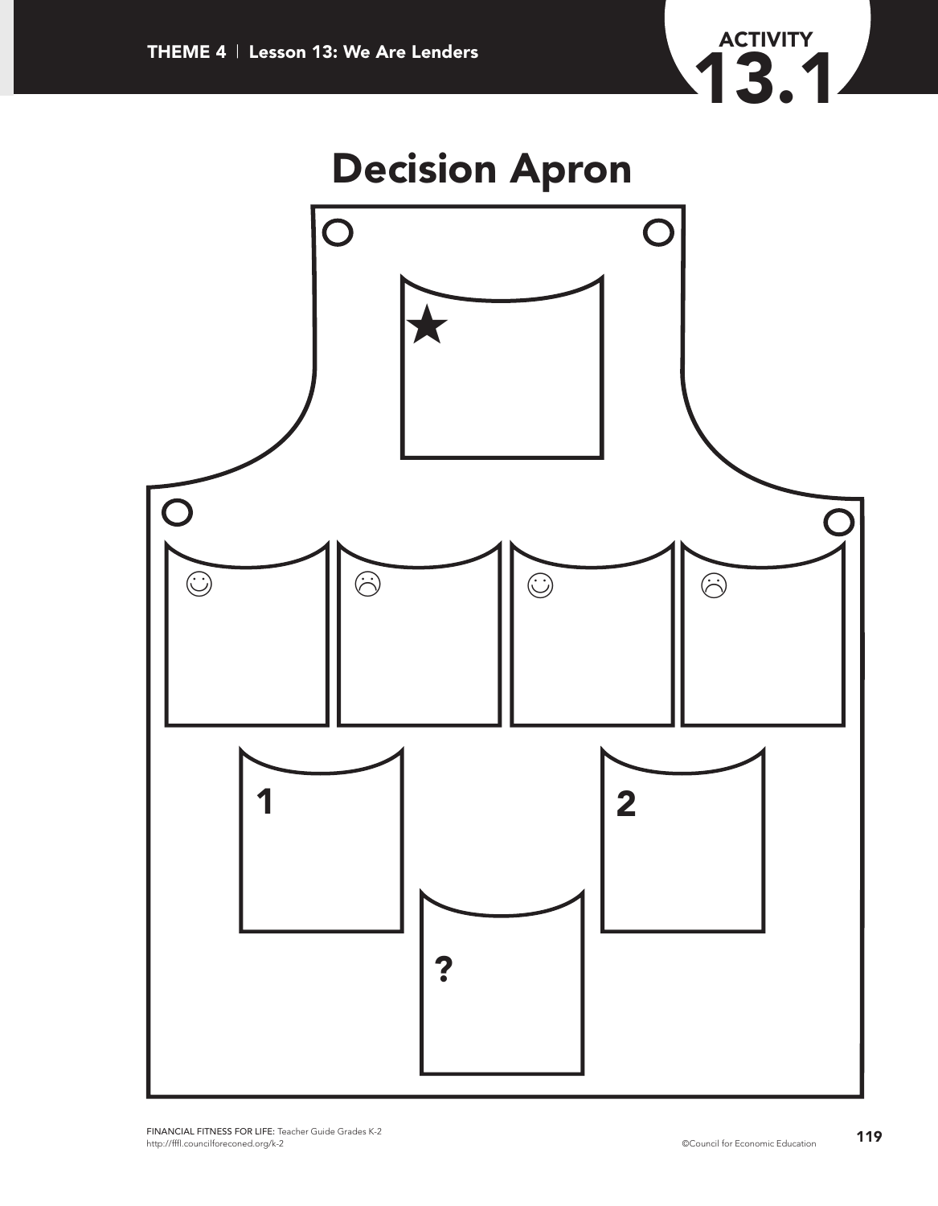ACTIVITY 13.1

# Decision Apron

★

☺ ☹ ☺ ☹

1

2

?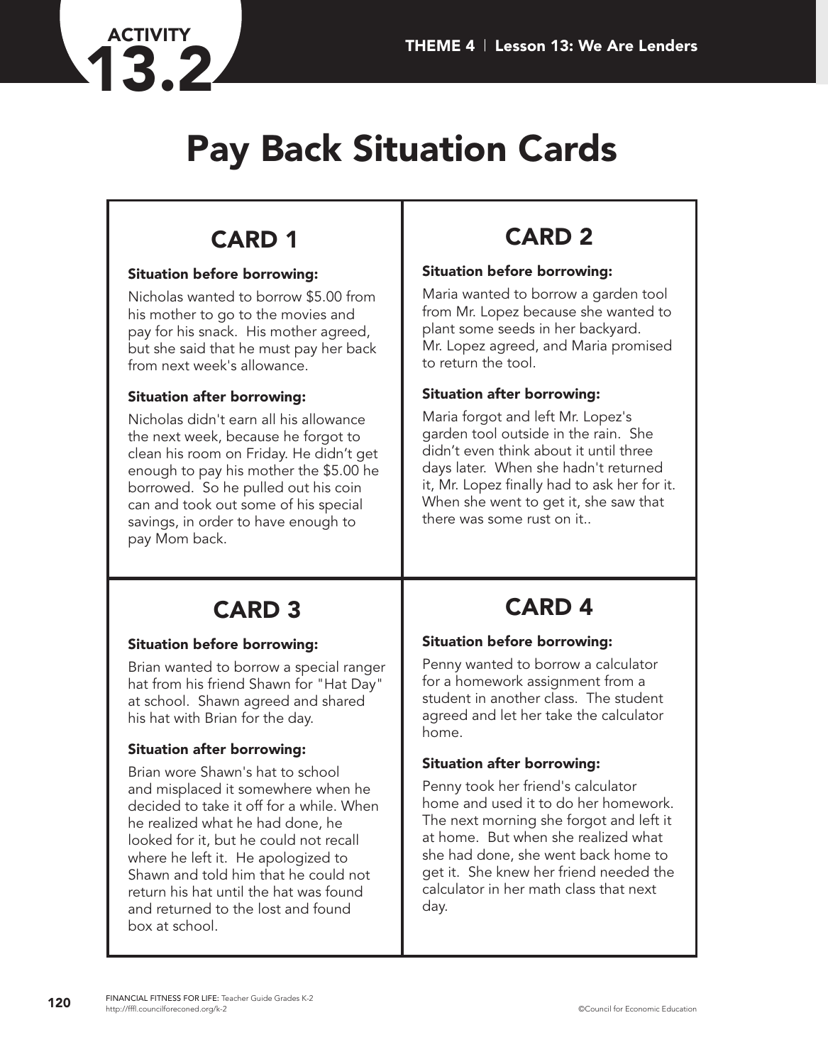# Pay Back Situation Cards

## CARD 1

**Situation before borrowing:**

Nicholas wanted to borrow $5.00 from his mother to go to the movies and pay for his snack. His mother agreed, but she said that he must pay her back from next week's allowance.

**Situation after borrowing:**

Nicholas didn't earn all his allowance the next week, because he forgot to clean his room on Friday. He didn't get enough to pay his mother the $5.00 he borrowed. So he pulled out his coin can and took out some of his special savings, in order to have enough to pay Mom back.

## CARD 2

**Situation before borrowing:**

Maria wanted to borrow a garden tool from Mr. Lopez because she wanted to plant some seeds in her backyard. Mr. Lopez agreed, and Maria promised to return the tool.

**Situation after borrowing:**

Maria forgot and left Mr. Lopez's garden tool outside in the rain. She didn't even think about it until three days later. When she hadn't returned it, Mr. Lopez finally had to ask her for it. When she went to get it, she saw that there was some rust on it..

## CARD 3

**Situation before borrowing:**

Brian wanted to borrow a special ranger hat from his friend Shawn for "Hat Day" at school. Shawn agreed and shared his hat with Brian for the day.

**Situation after borrowing:**

Brian wore Shawn's hat to school and misplaced it somewhere when he decided to take it off for a while. When he realized what he had done, he looked for it, but he could not recall where he left it. He apologized to Shawn and told him that he could not return his hat until the hat was found and returned to the lost and found box at school.

## CARD 4

**Situation before borrowing:**

Penny wanted to borrow a calculator for a homework assignment from a student in another class. The student agreed and let her take the calculator home.

**Situation after borrowing:**

Penny took her friend's calculator home and used it to do her homework. The next morning she forgot and left it at home. But when she realized what she had done, she went back home to get it. She knew her friend needed the calculator in her math class that next day.